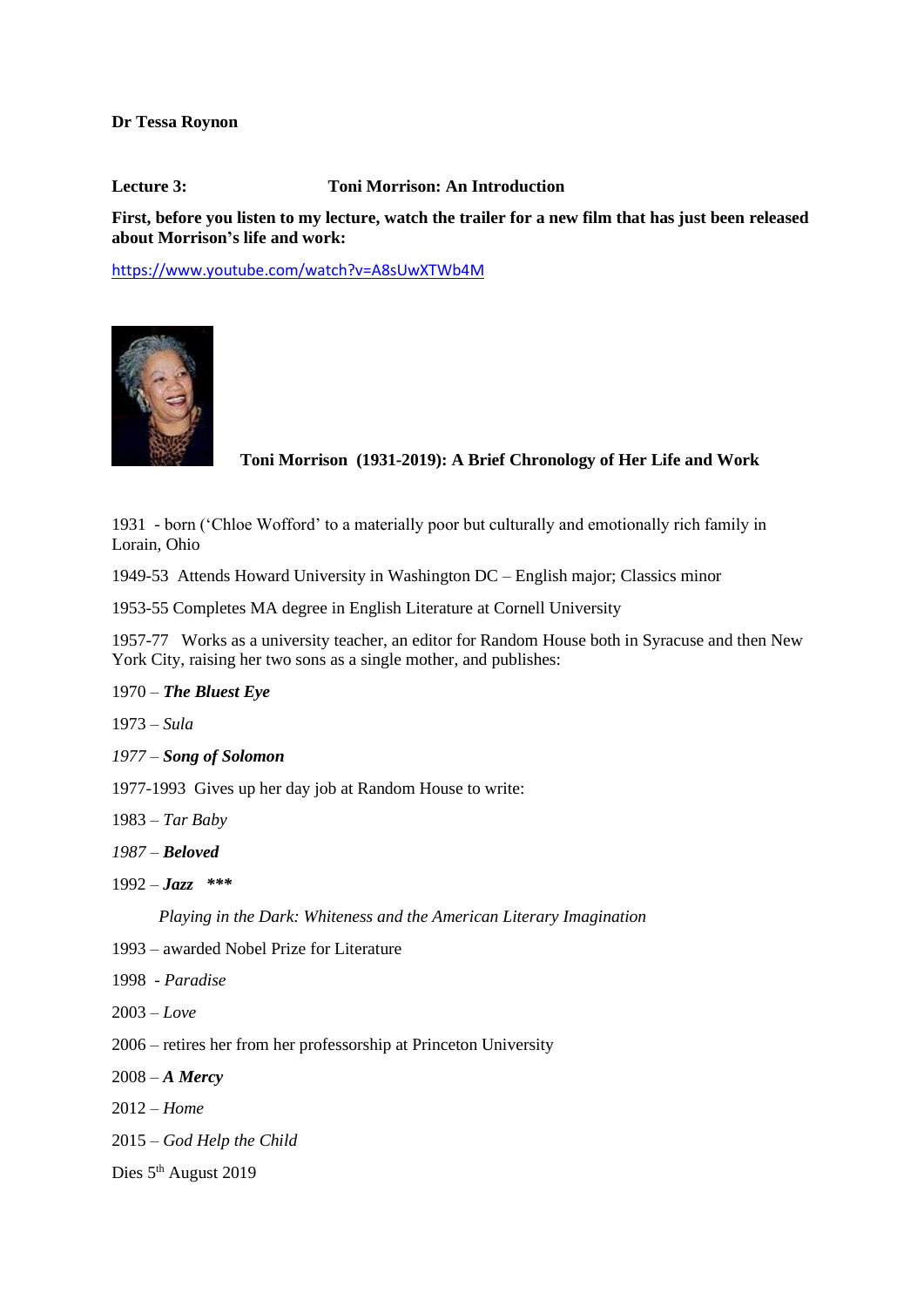**Dr Tessa Roynon**

**Lecture 3: Toni Morrison: An Introduction**

**First, before you listen to my lecture, watch the trailer for a new film that has just been released about Morrison's life and work:**

https://www.youtube.com/watch?v=A8sUwXTWb4M

**Toni Morrison (1931-2019): A Brief Chronology of Her Life and Work**

1931 - born ('Chloe Wofford' to a materially poor but culturally and emotionally rich family in Lorain, Ohio

1949-53 Attends Howard University in Washington DC – English major; Classics minor

1953-55 Completes MA degree in English Literature at Cornell University

1957-77 Works as a university teacher, an editor for Random House both in Syracuse and then New York City, raising her two sons as a single mother, and publishes:

1970 – ***The Bluest Eye***

1973 – *Sula*

*1977* – ***Song of Solomon***

1977-1993 Gives up her day job at Random House to write:

1983 – *Tar Baby*

*1987* – ***Beloved***

1992 – ***Jazz*** ***

*Playing in the Dark: Whiteness and the American Literary Imagination*

1993 – awarded Nobel Prize for Literature

1998 - *Paradise*

2003 – *Love*

2006 – retires her from her professorship at Princeton University

2008 – ***A Mercy***

2012 – *Home*

2015 – *God Help the Child*

Dies 5th August 2019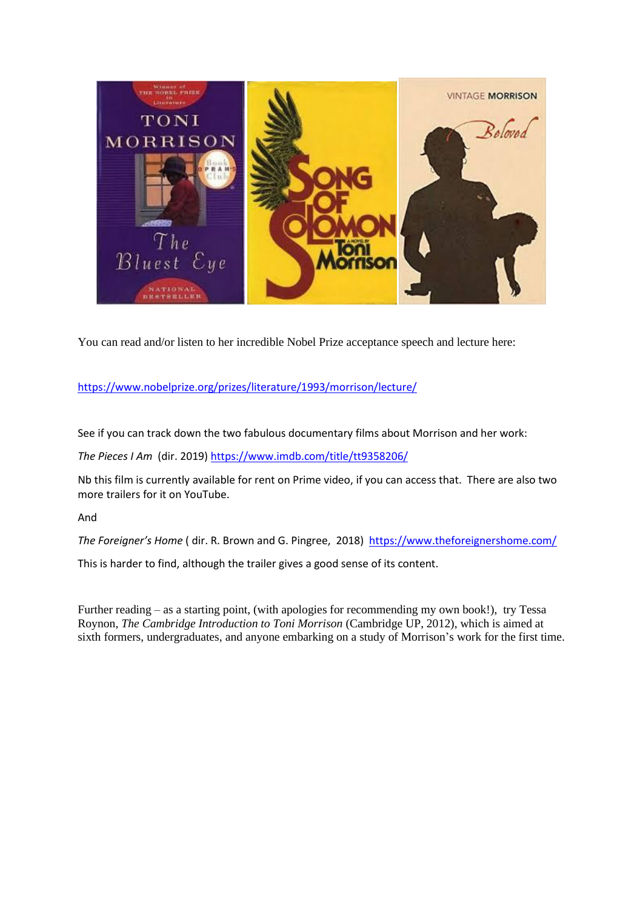You can read and/or listen to her incredible Nobel Prize acceptance speech and lecture here:

https://www.nobelprize.org/prizes/literature/1993/morrison/lecture/

See if you can track down the two fabulous documentary films about Morrison and her work:

*The Pieces I Am* (dir. 2019) https://www.imdb.com/title/tt9358206/

Nb this film is currently available for rent on Prime video, if you can access that. There are also two more trailers for it on YouTube.

And

*The Foreigner's Home* ( dir. R. Brown and G. Pingree, 2018) https://www.theforeignershome.com/

This is harder to find, although the trailer gives a good sense of its content.

Further reading – as a starting point, (with apologies for recommending my own book!), try Tessa Roynon, *The Cambridge Introduction to Toni Morrison* (Cambridge UP, 2012), which is aimed at sixth formers, undergraduates, and anyone embarking on a study of Morrison's work for the first time.